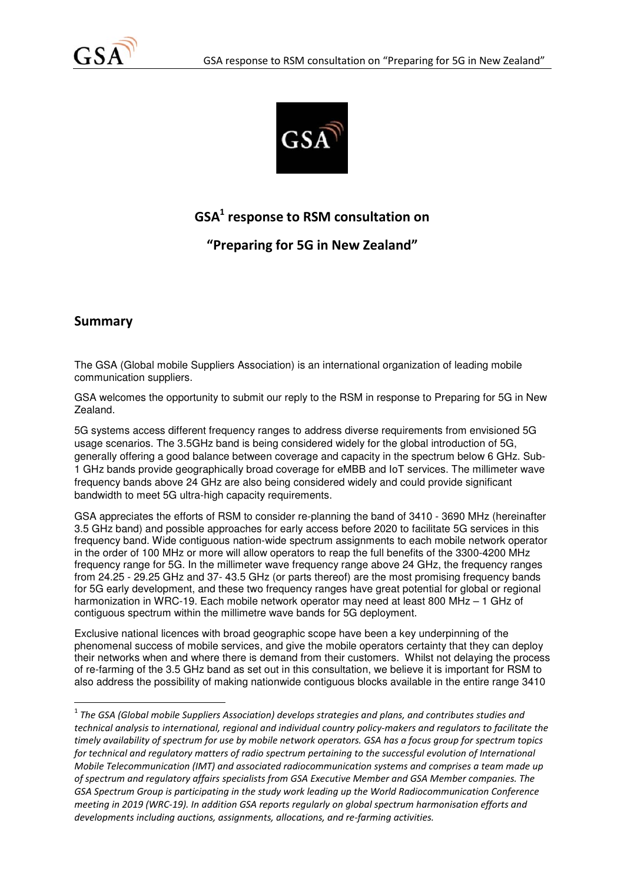# GSA[1] response to RSM consultation on

# "Preparing for 5G in New Zealand"

## Summary

The GSA (Global mobile Suppliers Association) is an international organization of leading mobile communication suppliers.

GSA welcomes the opportunity to submit our reply to the RSM in response to Preparing for 5G in New Zealand.

5G systems access different frequency ranges to address diverse requirements from envisioned 5G usage scenarios. The 3.5GHz band is being considered widely for the global introduction of 5G, generally offering a good balance between coverage and capacity in the spectrum below 6 GHz. Sub-1 GHz bands provide geographically broad coverage for eMBB and IoT services. The millimeter wave frequency bands above 24 GHz are also being considered widely and could provide significant bandwidth to meet 5G ultra-high capacity requirements.

GSA appreciates the efforts of RSM to consider re-planning the band of 3410 - 3690 MHz (hereinafter 3.5 GHz band) and possible approaches for early access before 2020 to facilitate 5G services in this frequency band. Wide contiguous nation-wide spectrum assignments to each mobile network operator in the order of 100 MHz or more will allow operators to reap the full benefits of the 3300-4200 MHz frequency range for 5G. In the millimeter wave frequency range above 24 GHz, the frequency ranges from 24.25 - 29.25 GHz and 37- 43.5 GHz (or parts thereof) are the most promising frequency bands for 5G early development, and these two frequency ranges have great potential for global or regional harmonization in WRC-19. Each mobile network operator may need at least 800 MHz – 1 GHz of contiguous spectrum within the millimetre wave bands for 5G deployment.

Exclusive national licences with broad geographic scope have been a key underpinning of the phenomenal success of mobile services, and give the mobile operators certainty that they can deploy their networks when and where there is demand from their customers. Whilst not delaying the process of re-farming of the 3.5 GHz band as set out in this consultation, we believe it is important for RSM to also address the possibility of making nationwide contiguous blocks available in the entire range 3410

[1] *The GSA (Global mobile Suppliers Association) develops strategies and plans, and contributes studies and technical analysis to international, regional and individual country policy-makers and regulators to facilitate the timely availability of spectrum for use by mobile network operators. GSA has a focus group for spectrum topics for technical and regulatory matters of radio spectrum pertaining to the successful evolution of International Mobile Telecommunication (IMT) and associated radiocommunication systems and comprises a team made up of spectrum and regulatory affairs specialists from GSA Executive Member and GSA Member companies. The GSA Spectrum Group is participating in the study work leading up the World Radiocommunication Conference meeting in 2019 (WRC-19). In addition GSA reports regularly on global spectrum harmonisation efforts and developments including auctions, assignments, allocations, and re-farming activities.*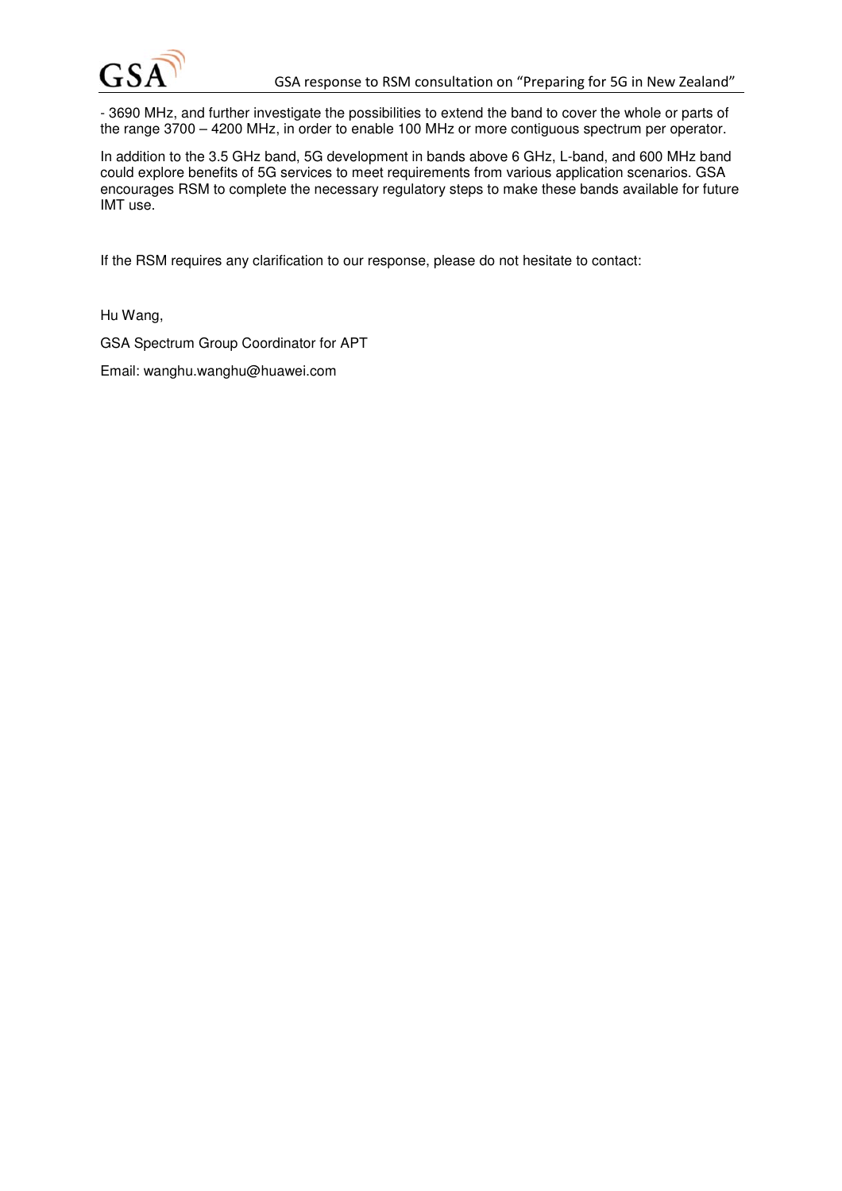- 3690 MHz, and further investigate the possibilities to extend the band to cover the whole or parts of the range 3700 – 4200 MHz, in order to enable 100 MHz or more contiguous spectrum per operator.

In addition to the 3.5 GHz band, 5G development in bands above 6 GHz, L-band, and 600 MHz band could explore benefits of 5G services to meet requirements from various application scenarios. GSA encourages RSM to complete the necessary regulatory steps to make these bands available for future IMT use.

If the RSM requires any clarification to our response, please do not hesitate to contact:

Hu Wang,

GSA Spectrum Group Coordinator for APT

Email: wanghu.wanghu@huawei.com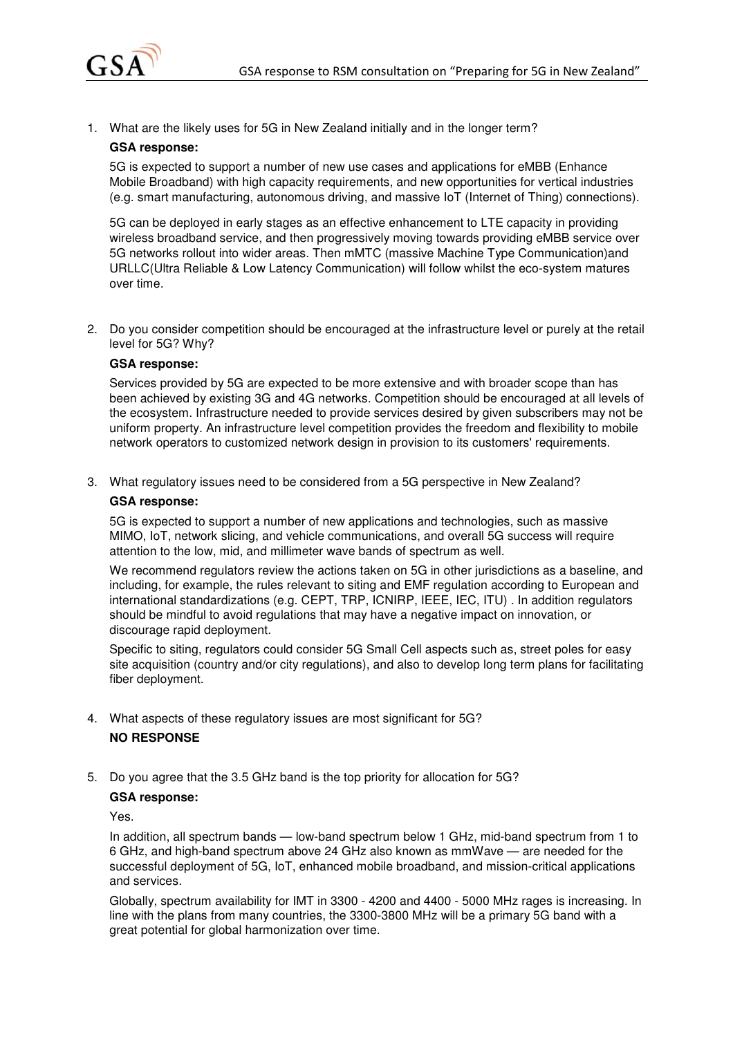1. What are the likely uses for 5G in New Zealand initially and in the longer term?

   **GSA response:**

   5G is expected to support a number of new use cases and applications for eMBB (Enhance Mobile Broadband) with high capacity requirements, and new opportunities for vertical industries (e.g. smart manufacturing, autonomous driving, and massive IoT (Internet of Thing) connections).

   5G can be deployed in early stages as an effective enhancement to LTE capacity in providing wireless broadband service, and then progressively moving towards providing eMBB service over 5G networks rollout into wider areas. Then mMTC (massive Machine Type Communication)and URLLC(Ultra Reliable & Low Latency Communication) will follow whilst the eco-system matures over time.

2. Do you consider competition should be encouraged at the infrastructure level or purely at the retail level for 5G? Why?

   **GSA response:**

   Services provided by 5G are expected to be more extensive and with broader scope than has been achieved by existing 3G and 4G networks. Competition should be encouraged at all levels of the ecosystem. Infrastructure needed to provide services desired by given subscribers may not be uniform property. An infrastructure level competition provides the freedom and flexibility to mobile network operators to customized network design in provision to its customers' requirements.

3. What regulatory issues need to be considered from a 5G perspective in New Zealand?

   **GSA response:**

   5G is expected to support a number of new applications and technologies, such as massive MIMO, IoT, network slicing, and vehicle communications, and overall 5G success will require attention to the low, mid, and millimeter wave bands of spectrum as well.

   We recommend regulators review the actions taken on 5G in other jurisdictions as a baseline, and including, for example, the rules relevant to siting and EMF regulation according to European and international standardizations (e.g. CEPT, TRP, ICNIRP, IEEE, IEC, ITU) . In addition regulators should be mindful to avoid regulations that may have a negative impact on innovation, or discourage rapid deployment.

   Specific to siting, regulators could consider 5G Small Cell aspects such as, street poles for easy site acquisition (country and/or city regulations), and also to develop long term plans for facilitating fiber deployment.

4. What aspects of these regulatory issues are most significant for 5G?

   **NO RESPONSE**

5. Do you agree that the 3.5 GHz band is the top priority for allocation for 5G?

   **GSA response:**

   Yes.

   In addition, all spectrum bands — low-band spectrum below 1 GHz, mid-band spectrum from 1 to 6 GHz, and high-band spectrum above 24 GHz also known as mmWave — are needed for the successful deployment of 5G, IoT, enhanced mobile broadband, and mission-critical applications and services.

   Globally, spectrum availability for IMT in 3300 - 4200 and 4400 - 5000 MHz rages is increasing. In line with the plans from many countries, the 3300-3800 MHz will be a primary 5G band with a great potential for global harmonization over time.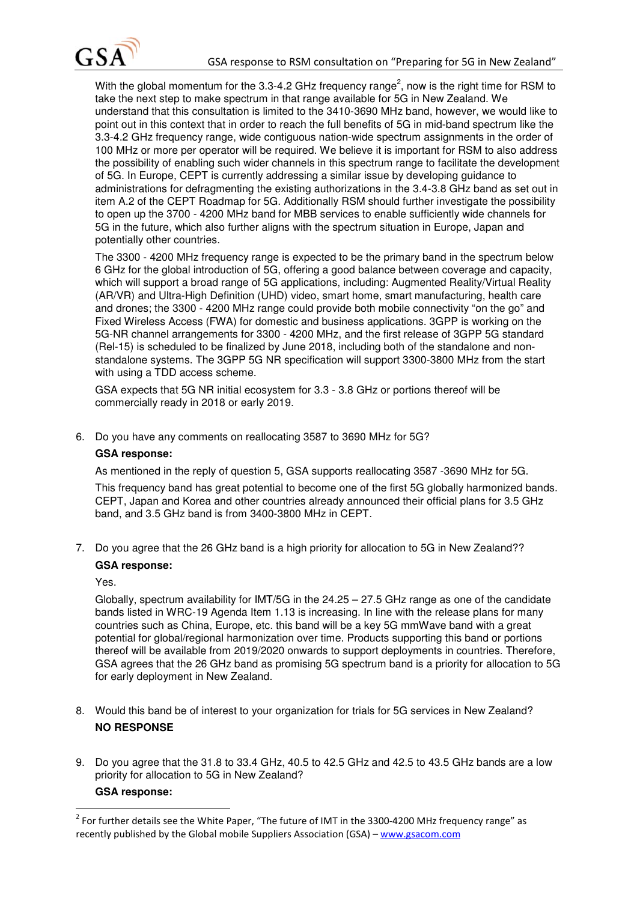With the global momentum for the 3.3-4.2 GHz frequency range[2], now is the right time for RSM to take the next step to make spectrum in that range available for 5G in New Zealand. We understand that this consultation is limited to the 3410-3690 MHz band, however, we would like to point out in this context that in order to reach the full benefits of 5G in mid-band spectrum like the 3.3-4.2 GHz frequency range, wide contiguous nation-wide spectrum assignments in the order of 100 MHz or more per operator will be required. We believe it is important for RSM to also address the possibility of enabling such wider channels in this spectrum range to facilitate the development of 5G. In Europe, CEPT is currently addressing a similar issue by developing guidance to administrations for defragmenting the existing authorizations in the 3.4-3.8 GHz band as set out in item A.2 of the CEPT Roadmap for 5G. Additionally RSM should further investigate the possibility to open up the 3700 - 4200 MHz band for MBB services to enable sufficiently wide channels for 5G in the future, which also further aligns with the spectrum situation in Europe, Japan and potentially other countries.

The 3300 - 4200 MHz frequency range is expected to be the primary band in the spectrum below 6 GHz for the global introduction of 5G, offering a good balance between coverage and capacity, which will support a broad range of 5G applications, including: Augmented Reality/Virtual Reality (AR/VR) and Ultra-High Definition (UHD) video, smart home, smart manufacturing, health care and drones; the 3300 - 4200 MHz range could provide both mobile connectivity "on the go" and Fixed Wireless Access (FWA) for domestic and business applications. 3GPP is working on the 5G-NR channel arrangements for 3300 - 4200 MHz, and the first release of 3GPP 5G standard (Rel-15) is scheduled to be finalized by June 2018, including both of the standalone and non-standalone systems. The 3GPP 5G NR specification will support 3300-3800 MHz from the start with using a TDD access scheme.

GSA expects that 5G NR initial ecosystem for 3.3 - 3.8 GHz or portions thereof will be commercially ready in 2018 or early 2019.

6. Do you have any comments on reallocating 3587 to 3690 MHz for 5G?

   **GSA response:**

   As mentioned in the reply of question 5, GSA supports reallocating 3587 -3690 MHz for 5G.

   This frequency band has great potential to become one of the first 5G globally harmonized bands. CEPT, Japan and Korea and other countries already announced their official plans for 3.5 GHz band, and 3.5 GHz band is from 3400-3800 MHz in CEPT.

7. Do you agree that the 26 GHz band is a high priority for allocation to 5G in New Zealand??

   **GSA response:**

   Yes.

   Globally, spectrum availability for IMT/5G in the 24.25 – 27.5 GHz range as one of the candidate bands listed in WRC-19 Agenda Item 1.13 is increasing. In line with the release plans for many countries such as China, Europe, etc. this band will be a key 5G mmWave band with a great potential for global/regional harmonization over time. Products supporting this band or portions thereof will be available from 2019/2020 onwards to support deployments in countries. Therefore, GSA agrees that the 26 GHz band as promising 5G spectrum band is a priority for allocation to 5G for early deployment in New Zealand.

8. Would this band be of interest to your organization for trials for 5G services in New Zealand?

   **NO RESPONSE**

9. Do you agree that the 31.8 to 33.4 GHz, 40.5 to 42.5 GHz and 42.5 to 43.5 GHz bands are a low priority for allocation to 5G in New Zealand?

   **GSA response:**

[2] For further details see the White Paper, "The future of IMT in the 3300-4200 MHz frequency range" as recently published by the Global mobile Suppliers Association (GSA) – www.gsacom.com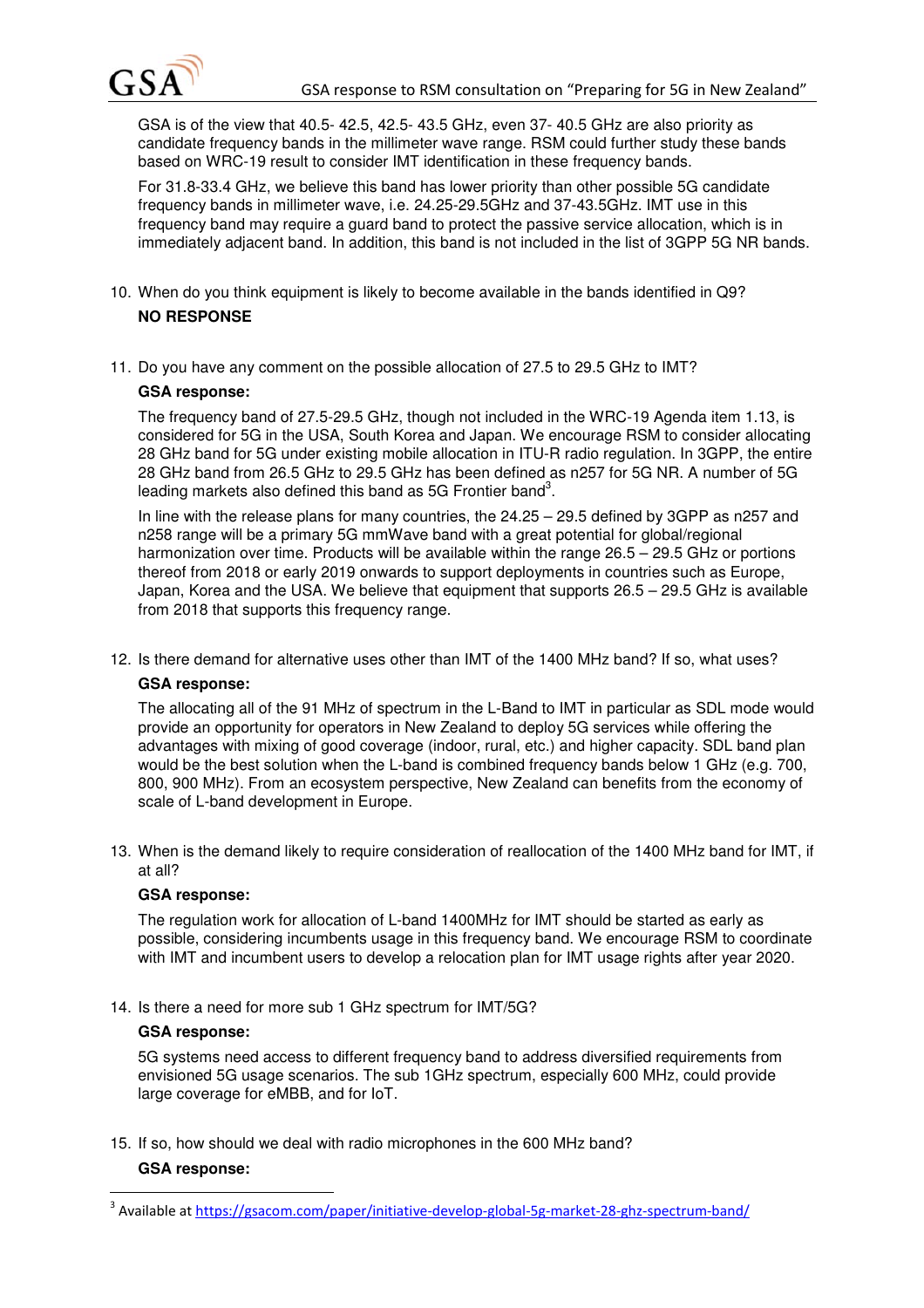GSA is of the view that 40.5- 42.5, 42.5- 43.5 GHz, even 37- 40.5 GHz are also priority as candidate frequency bands in the millimeter wave range. RSM could further study these bands based on WRC-19 result to consider IMT identification in these frequency bands.

For 31.8-33.4 GHz, we believe this band has lower priority than other possible 5G candidate frequency bands in millimeter wave, i.e. 24.25-29.5GHz and 37-43.5GHz. IMT use in this frequency band may require a guard band to protect the passive service allocation, which is in immediately adjacent band. In addition, this band is not included in the list of 3GPP 5G NR bands.

10. When do you think equipment is likely to become available in the bands identified in Q9?

    **NO RESPONSE**

11. Do you have any comment on the possible allocation of 27.5 to 29.5 GHz to IMT?

    **GSA response:**

    The frequency band of 27.5-29.5 GHz, though not included in the WRC-19 Agenda item 1.13, is considered for 5G in the USA, South Korea and Japan. We encourage RSM to consider allocating 28 GHz band for 5G under existing mobile allocation in ITU-R radio regulation. In 3GPP, the entire 28 GHz band from 26.5 GHz to 29.5 GHz has been defined as n257 for 5G NR. A number of 5G leading markets also defined this band as 5G Frontier band[3].

    In line with the release plans for many countries, the 24.25 – 29.5 defined by 3GPP as n257 and n258 range will be a primary 5G mmWave band with a great potential for global/regional harmonization over time. Products will be available within the range 26.5 – 29.5 GHz or portions thereof from 2018 or early 2019 onwards to support deployments in countries such as Europe, Japan, Korea and the USA. We believe that equipment that supports 26.5 – 29.5 GHz is available from 2018 that supports this frequency range.

12. Is there demand for alternative uses other than IMT of the 1400 MHz band? If so, what uses?

    **GSA response:**

    The allocating all of the 91 MHz of spectrum in the L-Band to IMT in particular as SDL mode would provide an opportunity for operators in New Zealand to deploy 5G services while offering the advantages with mixing of good coverage (indoor, rural, etc.) and higher capacity. SDL band plan would be the best solution when the L-band is combined frequency bands below 1 GHz (e.g. 700, 800, 900 MHz). From an ecosystem perspective, New Zealand can benefits from the economy of scale of L-band development in Europe.

13. When is the demand likely to require consideration of reallocation of the 1400 MHz band for IMT, if at all?

    **GSA response:**

    The regulation work for allocation of L-band 1400MHz for IMT should be started as early as possible, considering incumbents usage in this frequency band. We encourage RSM to coordinate with IMT and incumbent users to develop a relocation plan for IMT usage rights after year 2020.

14. Is there a need for more sub 1 GHz spectrum for IMT/5G?

    **GSA response:**

    5G systems need access to different frequency band to address diversified requirements from envisioned 5G usage scenarios. The sub 1GHz spectrum, especially 600 MHz, could provide large coverage for eMBB, and for IoT.

15. If so, how should we deal with radio microphones in the 600 MHz band?

    **GSA response:**

---

[3] Available at https://gsacom.com/paper/initiative-develop-global-5g-market-28-ghz-spectrum-band/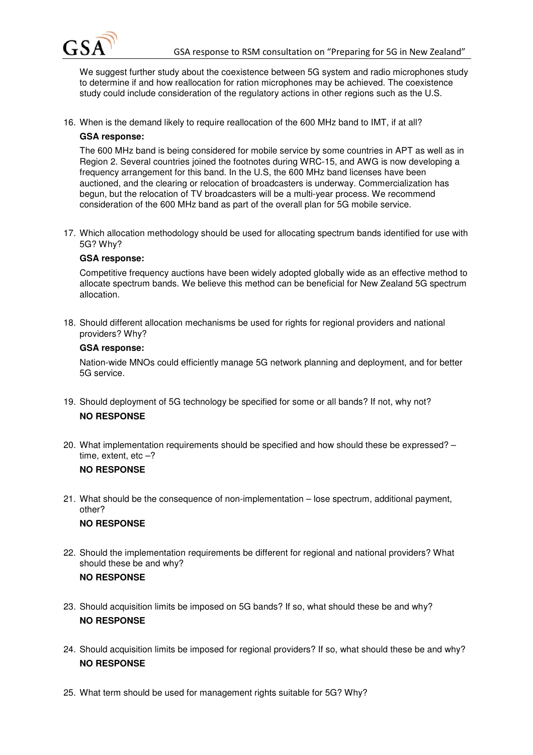We suggest further study about the coexistence between 5G system and radio microphones study to determine if and how reallocation for ration microphones may be achieved. The coexistence study could include consideration of the regulatory actions in other regions such as the U.S.

16. When is the demand likely to require reallocation of the 600 MHz band to IMT, if at all?

    **GSA response:**

    The 600 MHz band is being considered for mobile service by some countries in APT as well as in Region 2. Several countries joined the footnotes during WRC-15, and AWG is now developing a frequency arrangement for this band. In the U.S, the 600 MHz band licenses have been auctioned, and the clearing or relocation of broadcasters is underway. Commercialization has begun, but the relocation of TV broadcasters will be a multi-year process. We recommend consideration of the 600 MHz band as part of the overall plan for 5G mobile service.

17. Which allocation methodology should be used for allocating spectrum bands identified for use with 5G? Why?

    **GSA response:**

    Competitive frequency auctions have been widely adopted globally wide as an effective method to allocate spectrum bands. We believe this method can be beneficial for New Zealand 5G spectrum allocation.

18. Should different allocation mechanisms be used for rights for regional providers and national providers? Why?

    **GSA response:**

    Nation-wide MNOs could efficiently manage 5G network planning and deployment, and for better 5G service.

19. Should deployment of 5G technology be specified for some or all bands? If not, why not?

    **NO RESPONSE**

20. What implementation requirements should be specified and how should these be expressed? – time, extent, etc –?

    **NO RESPONSE**

21. What should be the consequence of non-implementation – lose spectrum, additional payment, other?

    **NO RESPONSE**

22. Should the implementation requirements be different for regional and national providers? What should these be and why?

    **NO RESPONSE**

23. Should acquisition limits be imposed on 5G bands? If so, what should these be and why?

    **NO RESPONSE**

24. Should acquisition limits be imposed for regional providers? If so, what should these be and why?

    **NO RESPONSE**

25. What term should be used for management rights suitable for 5G? Why?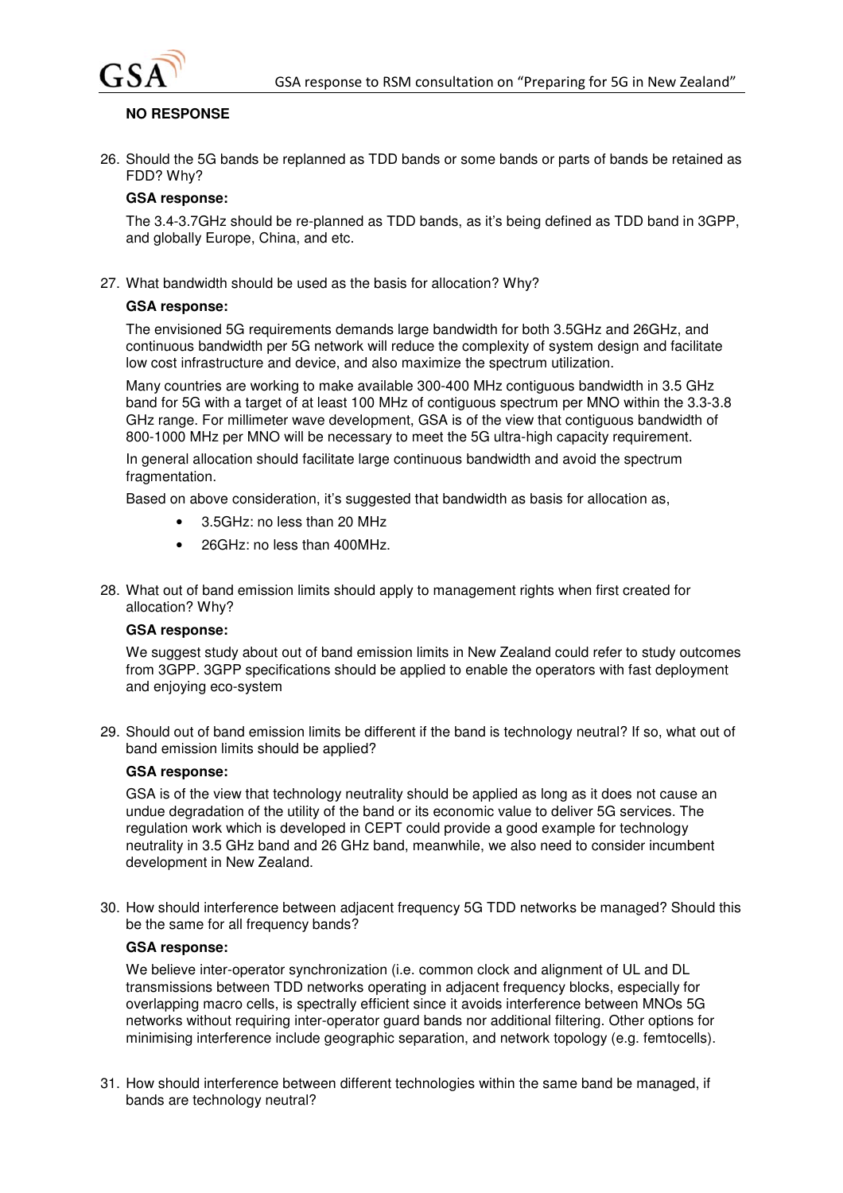**NO RESPONSE**

26. Should the 5G bands be replanned as TDD bands or some bands or parts of bands be retained as FDD? Why?

   **GSA response:**

   The 3.4-3.7GHz should be re-planned as TDD bands, as it's being defined as TDD band in 3GPP, and globally Europe, China, and etc.

27. What bandwidth should be used as the basis for allocation? Why?

   **GSA response:**

   The envisioned 5G requirements demands large bandwidth for both 3.5GHz and 26GHz, and continuous bandwidth per 5G network will reduce the complexity of system design and facilitate low cost infrastructure and device, and also maximize the spectrum utilization.

   Many countries are working to make available 300-400 MHz contiguous bandwidth in 3.5 GHz band for 5G with a target of at least 100 MHz of contiguous spectrum per MNO within the 3.3-3.8 GHz range. For millimeter wave development, GSA is of the view that contiguous bandwidth of 800-1000 MHz per MNO will be necessary to meet the 5G ultra-high capacity requirement.

   In general allocation should facilitate large continuous bandwidth and avoid the spectrum fragmentation.

   Based on above consideration, it's suggested that bandwidth as basis for allocation as,

   - 3.5GHz: no less than 20 MHz
   - 26GHz: no less than 400MHz.

28. What out of band emission limits should apply to management rights when first created for allocation? Why?

   **GSA response:**

   We suggest study about out of band emission limits in New Zealand could refer to study outcomes from 3GPP. 3GPP specifications should be applied to enable the operators with fast deployment and enjoying eco-system

29. Should out of band emission limits be different if the band is technology neutral? If so, what out of band emission limits should be applied?

   **GSA response:**

   GSA is of the view that technology neutrality should be applied as long as it does not cause an undue degradation of the utility of the band or its economic value to deliver 5G services. The regulation work which is developed in CEPT could provide a good example for technology neutrality in 3.5 GHz band and 26 GHz band, meanwhile, we also need to consider incumbent development in New Zealand.

30. How should interference between adjacent frequency 5G TDD networks be managed? Should this be the same for all frequency bands?

   **GSA response:**

   We believe inter-operator synchronization (i.e. common clock and alignment of UL and DL transmissions between TDD networks operating in adjacent frequency blocks, especially for overlapping macro cells, is spectrally efficient since it avoids interference between MNOs 5G networks without requiring inter-operator guard bands nor additional filtering. Other options for minimising interference include geographic separation, and network topology (e.g. femtocells).

31. How should interference between different technologies within the same band be managed, if bands are technology neutral?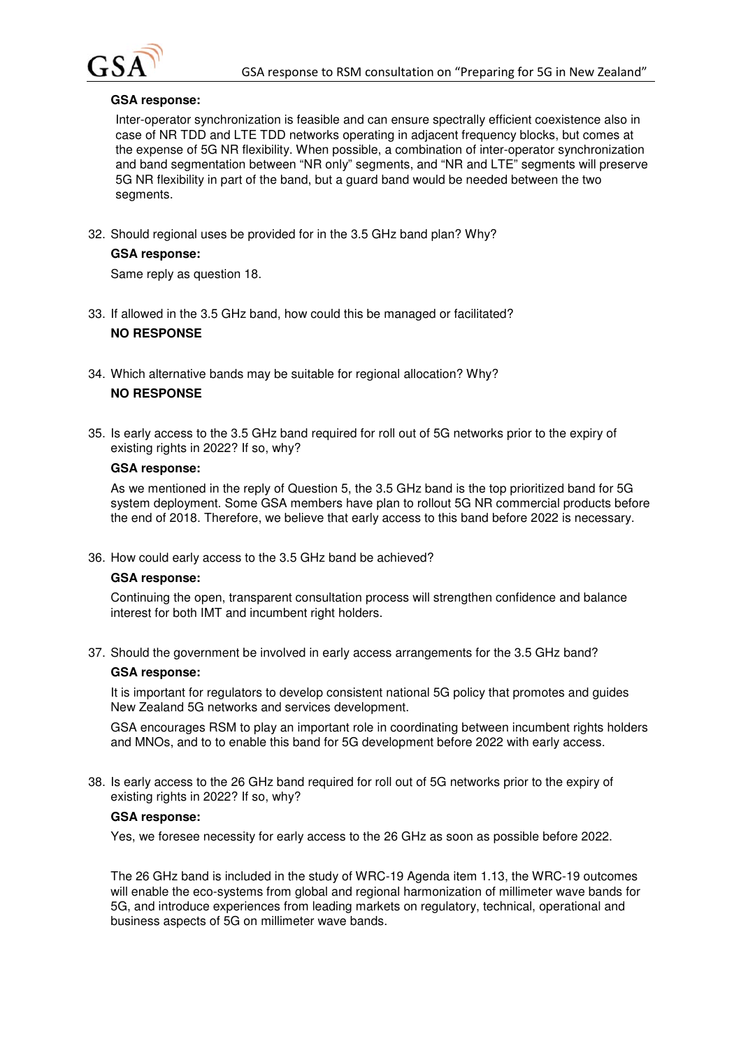**GSA response:**

Inter-operator synchronization is feasible and can ensure spectrally efficient coexistence also in case of NR TDD and LTE TDD networks operating in adjacent frequency blocks, but comes at the expense of 5G NR flexibility. When possible, a combination of inter-operator synchronization and band segmentation between "NR only" segments, and "NR and LTE" segments will preserve 5G NR flexibility in part of the band, but a guard band would be needed between the two segments.

32. Should regional uses be provided for in the 3.5 GHz band plan? Why?

    **GSA response:**

    Same reply as question 18.

33. If allowed in the 3.5 GHz band, how could this be managed or facilitated?

    **NO RESPONSE**

34. Which alternative bands may be suitable for regional allocation? Why?

    **NO RESPONSE**

35. Is early access to the 3.5 GHz band required for roll out of 5G networks prior to the expiry of existing rights in 2022? If so, why?

    **GSA response:**

    As we mentioned in the reply of Question 5, the 3.5 GHz band is the top prioritized band for 5G system deployment. Some GSA members have plan to rollout 5G NR commercial products before the end of 2018. Therefore, we believe that early access to this band before 2022 is necessary.

36. How could early access to the 3.5 GHz band be achieved?

    **GSA response:**

    Continuing the open, transparent consultation process will strengthen confidence and balance interest for both IMT and incumbent right holders.

37. Should the government be involved in early access arrangements for the 3.5 GHz band?

    **GSA response:**

    It is important for regulators to develop consistent national 5G policy that promotes and guides New Zealand 5G networks and services development.

    GSA encourages RSM to play an important role in coordinating between incumbent rights holders and MNOs, and to to enable this band for 5G development before 2022 with early access.

38. Is early access to the 26 GHz band required for roll out of 5G networks prior to the expiry of existing rights in 2022? If so, why?

    **GSA response:**

    Yes, we foresee necessity for early access to the 26 GHz as soon as possible before 2022.

    The 26 GHz band is included in the study of WRC-19 Agenda item 1.13, the WRC-19 outcomes will enable the eco-systems from global and regional harmonization of millimeter wave bands for 5G, and introduce experiences from leading markets on regulatory, technical, operational and business aspects of 5G on millimeter wave bands.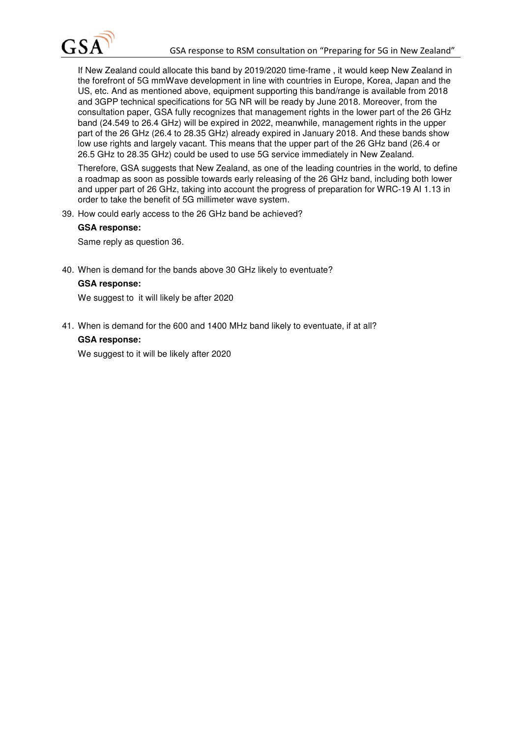If New Zealand could allocate this band by 2019/2020 time-frame , it would keep New Zealand in the forefront of 5G mmWave development in line with countries in Europe, Korea, Japan and the US, etc. And as mentioned above, equipment supporting this band/range is available from 2018 and 3GPP technical specifications for 5G NR will be ready by June 2018. Moreover, from the consultation paper, GSA fully recognizes that management rights in the lower part of the 26 GHz band (24.549 to 26.4 GHz) will be expired in 2022, meanwhile, management rights in the upper part of the 26 GHz (26.4 to 28.35 GHz) already expired in January 2018. And these bands show low use rights and largely vacant. This means that the upper part of the 26 GHz band (26.4 or 26.5 GHz to 28.35 GHz) could be used to use 5G service immediately in New Zealand.

Therefore, GSA suggests that New Zealand, as one of the leading countries in the world, to define a roadmap as soon as possible towards early releasing of the 26 GHz band, including both lower and upper part of 26 GHz, taking into account the progress of preparation for WRC-19 AI 1.13 in order to take the benefit of 5G millimeter wave system.

39. How could early access to the 26 GHz band be achieved?

    **GSA response:**

    Same reply as question 36.

40. When is demand for the bands above 30 GHz likely to eventuate?

    **GSA response:**

    We suggest to  it will likely be after 2020

41. When is demand for the 600 and 1400 MHz band likely to eventuate, if at all?

    **GSA response:**

    We suggest to it will be likely after 2020